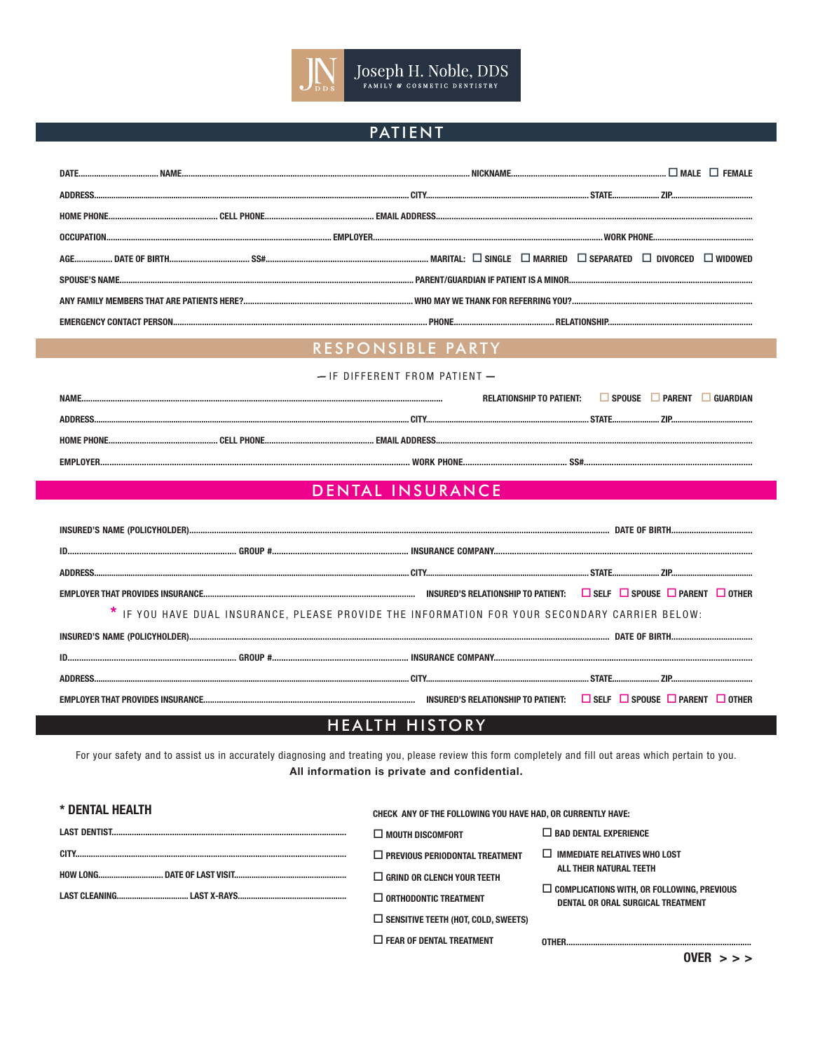Joseph H. Noble, DDS
FAMILY & COSMETIC DENTISTRY

## PATIENT

DATE.................................. NAME.................................................................................................................. NICKNAME..................................................................... ☐ MALE ☐ FEMALE

ADDRESS.............................................................................................................. CITY........................................................................ STATE.................... ZIP....................................

HOME PHONE............................................... CELL PHONE............................................... EMAIL ADDRESS..........................................................................................................................

OCCUPATION........................................................................................ EMPLOYER............................................................................................................. WORK PHONE............................................

AGE................ DATE OF BIRTH.................................. SS#....................................................................... MARITAL: ☐ SINGLE ☐ MARRIED ☐ SEPARATED ☐ DIVORCED ☐ WIDOWED

SPOUSE'S NAME.................................................................................................................. PARENT/GUARDIAN IF PATIENT IS A MINOR.................................................................................

ANY FAMILY MEMBERS THAT ARE PATIENTS HERE?.......................................................................... WHO MAY WE THANK FOR REFERRING YOU?...............................................................................

EMERGENCY CONTACT PERSON.................................................................................................. PHONE............................................. RELATIONSHIP................................................................

## RESPONSIBLE PARTY

— IF DIFFERENT FROM PATIENT —

NAME.................................................................................................................................................. RELATIONSHIP TO PATIENT: ☐ SPOUSE ☐ PARENT ☐ GUARDIAN

ADDRESS.............................................................................................................. CITY........................................................................ STATE.................... ZIP....................................

HOME PHONE............................................... CELL PHONE............................................... EMAIL ADDRESS..........................................................................................................................

EMPLOYER........................................................................................................... WORK PHONE............................................ SS#.........................................................................

## DENTAL INSURANCE

INSURED'S NAME (POLICYHOLDER)................................................................................................................................................................ DATE OF BIRTH....................................

ID......................................................................... GROUP #.......................................................... INSURANCE COMPANY..................................................................................................

ADDRESS.............................................................................................................. CITY........................................................................ STATE.................... ZIP....................................

EMPLOYER THAT PROVIDES INSURANCE.............................................................................................. INSURED'S RELATIONSHIP TO PATIENT: ☐ SELF ☐ SPOUSE ☐ PARENT ☐ OTHER

\* IF YOU HAVE DUAL INSURANCE, PLEASE PROVIDE THE INFORMATION FOR YOUR SECONDARY CARRIER BELOW:

INSURED'S NAME (POLICYHOLDER)................................................................................................................................................................ DATE OF BIRTH....................................

ID......................................................................... GROUP #.......................................................... INSURANCE COMPANY..................................................................................................

ADDRESS.............................................................................................................. CITY........................................................................ STATE.................... ZIP....................................

EMPLOYER THAT PROVIDES INSURANCE.............................................................................................. INSURED'S RELATIONSHIP TO PATIENT: ☐ SELF ☐ SPOUSE ☐ PARENT ☐ OTHER

## HEALTH HISTORY

For your safety and to assist us in accurately diagnosing and treating you, please review this form completely and fill out areas which pertain to you.

**All information is private and confidential.**

### * DENTAL HEALTH

LAST DENTIST.......................................................................................................

CITY.......................................................................................................................

HOW LONG............................. DATE OF LAST VISIT...................................................

LAST CLEANING................................ LAST X-RAYS.................................................

CHECK ANY OF THE FOLLOWING YOU HAVE HAD, OR CURRENTLY HAVE:

- ☐ MOUTH DISCOMFORT
- ☐ PREVIOUS PERIODONTAL TREATMENT
- ☐ GRIND OR CLENCH YOUR TEETH
- ☐ ORTHODONTIC TREATMENT
- ☐ SENSITIVE TEETH (HOT, COLD, SWEETS)
- ☐ FEAR OF DENTAL TREATMENT
- ☐ BAD DENTAL EXPERIENCE
- ☐ IMMEDIATE RELATIVES WHO LOST ALL THEIR NATURAL TEETH
- ☐ COMPLICATIONS WITH, OR FOLLOWING, PREVIOUS DENTAL OR ORAL SURGICAL TREATMENT

OTHER...................................................................................

OVER > > >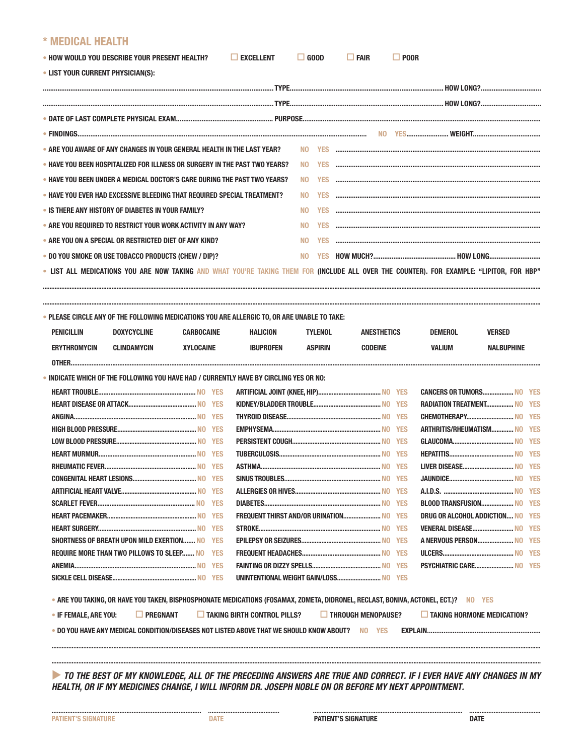## * MEDICAL HEALTH

- HOW WOULD YOU DESCRIBE YOUR PRESENT HEALTH? ☐ EXCELLENT ☐ GOOD ☐ FAIR ☐ POOR
- LIST YOUR CURRENT PHYSICIAN(S):

........................................ TYPE........................................ HOW LONG?........................................

........................................ TYPE........................................ HOW LONG?........................................

- DATE OF LAST COMPLETE PHYSICAL EXAM........................................ PURPOSE........................................
- FINDINGS........................................ NO YES........................................ WEIGHT........................................
- ARE YOU AWARE OF ANY CHANGES IN YOUR GENERAL HEALTH IN THE LAST YEAR? NO YES ........................................
- HAVE YOU BEEN HOSPITALIZED FOR ILLNESS OR SURGERY IN THE PAST TWO YEARS? NO YES ........................................
- HAVE YOU BEEN UNDER A MEDICAL DOCTOR'S CARE DURING THE PAST TWO YEARS? NO YES ........................................
- HAVE YOU EVER HAD EXCESSIVE BLEEDING THAT REQUIRED SPECIAL TREATMENT? NO YES ........................................
- IS THERE ANY HISTORY OF DIABETES IN YOUR FAMILY? NO YES ........................................
- ARE YOU REQUIRED TO RESTRICT YOUR WORK ACTIVITY IN ANY WAY? NO YES ........................................
- ARE YOU ON A SPECIAL OR RESTRICTED DIET OF ANY KIND? NO YES ........................................
- DO YOU SMOKE OR USE TOBACCO PRODUCTS (CHEW / DIP)? NO YES HOW MUCH?........................................ HOW LONG........................................
- LIST ALL MEDICATIONS YOU ARE NOW TAKING AND WHAT YOU'RE TAKING THEM FOR (INCLUDE ALL OVER THE COUNTER). FOR EXAMPLE: "LIPITOR, FOR HBP"

........................................................................................................................................................................

........................................................................................................................................................................

- PLEASE CIRCLE ANY OF THE FOLLOWING MEDICATIONS YOU ARE ALLERGIC TO, OR ARE UNABLE TO TAKE:

| | | | | | | | |
|---|---|---|---|---|---|---|---|
| PENICILLIN | DOXYCYCLINE | CARBOCAINE | HALICION | TYLENOL | ANESTHETICS | DEMEROL | VERSED |
| ERYTHROMYCIN | CLINDAMYCIN | XYLOCAINE | IBUPROFEN | ASPIRIN | CODEINE | VALIUM | NALBUPHINE |

OTHER........................................................................................................................................................................

- INDICATE WHICH OF THE FOLLOWING YOU HAVE HAD / CURRENTLY HAVE BY CIRCLING YES OR NO:

| | | | | | |
|---|---|---|---|---|---|
| HEART TROUBLE | NO YES | ARTIFICIAL JOINT (KNEE, HIP) | NO YES | CANCERS OR TUMORS | NO YES |
| HEART DISEASE OR ATTACK | NO YES | KIDNEY/BLADDER TROUBLE | NO YES | RADIATION TREATMENT | NO YES |
| ANGINA | NO YES | THYROID DISEASE | NO YES | CHEMOTHERAPY | NO YES |
| HIGH BLOOD PRESSURE | NO YES | EMPHYSEMA | NO YES | ARTHRITIS/RHEUMATISM | NO YES |
| LOW BLOOD PRESSURE | NO YES | PERSISTENT COUGH | NO YES | GLAUCOMA | NO YES |
| HEART MURMUR | NO YES | TUBERCULOSIS | NO YES | HEPATITIS | NO YES |
| RHEUMATIC FEVER | NO YES | ASTHMA | NO YES | LIVER DISEASE | NO YES |
| CONGENITAL HEART LESIONS | NO YES | SINUS TROUBLES | NO YES | JAUNDICE | NO YES |
| ARTIFICIAL HEART VALVE | NO YES | ALLERGIES OR HIVES | NO YES | A.I.D.S. | NO YES |
| SCARLET FEVER | NO YES | DIABETES | NO YES | BLOOD TRANSFUSION | NO YES |
| HEART PACEMAKER | NO YES | FREQUENT THIRST AND/OR URINATION | NO YES | DRUG OR ALCOHOL ADDICTION | NO YES |
| HEART SURGERY | NO YES | STROKE | NO YES | VENERAL DISEASE | NO YES |
| SHORTNESS OF BREATH UPON MILD EXERTION | NO YES | EPILEPSY OR SEIZURES | NO YES | A NERVOUS PERSON | NO YES |
| REQUIRE MORE THAN TWO PILLOWS TO SLEEP | NO YES | FREQUENT HEADACHES | NO YES | ULCERS | NO YES |
| ANEMIA | NO YES | FAINTING OR DIZZY SPELLS | NO YES | PSYCHIATRIC CARE | NO YES |
| SICKLE CELL DISEASE | NO YES | UNINTENTIONAL WEIGHT GAIN/LOSS | NO YES | | |

- ARE YOU TAKING, OR HAVE YOU TAKEN, BISPHOSPHONATE MEDICATIONS (FOSAMAX, ZOMETA, DIDRONEL, RECLAST, BONIVA, ACTONEL, ECT.)? NO YES
- IF FEMALE, ARE YOU: ☐ PREGNANT ☐ TAKING BIRTH CONTROL PILLS? ☐ THROUGH MENOPAUSE? ☐ TAKING HORMONE MEDICATION?
- DO YOU HAVE ANY MEDICAL CONDITION/DISEASES NOT LISTED ABOVE THAT WE SHOULD KNOW ABOUT? NO YES EXPLAIN........................................

........................................................................................................................................................................

........................................................................................................................................................................

▶ ***TO THE BEST OF MY KNOWLEDGE, ALL OF THE PRECEDING ANSWERS ARE TRUE AND CORRECT. IF I EVER HAVE ANY CHANGES IN MY HEALTH, OR IF MY MEDICINES CHANGE, I WILL INFORM DR. JOSEPH NOBLE ON OR BEFORE MY NEXT APPOINTMENT.***

........................................ ........................................ ........................................ ........................................

PATIENT'S SIGNATURE DATE PATIENT'S SIGNATURE DATE